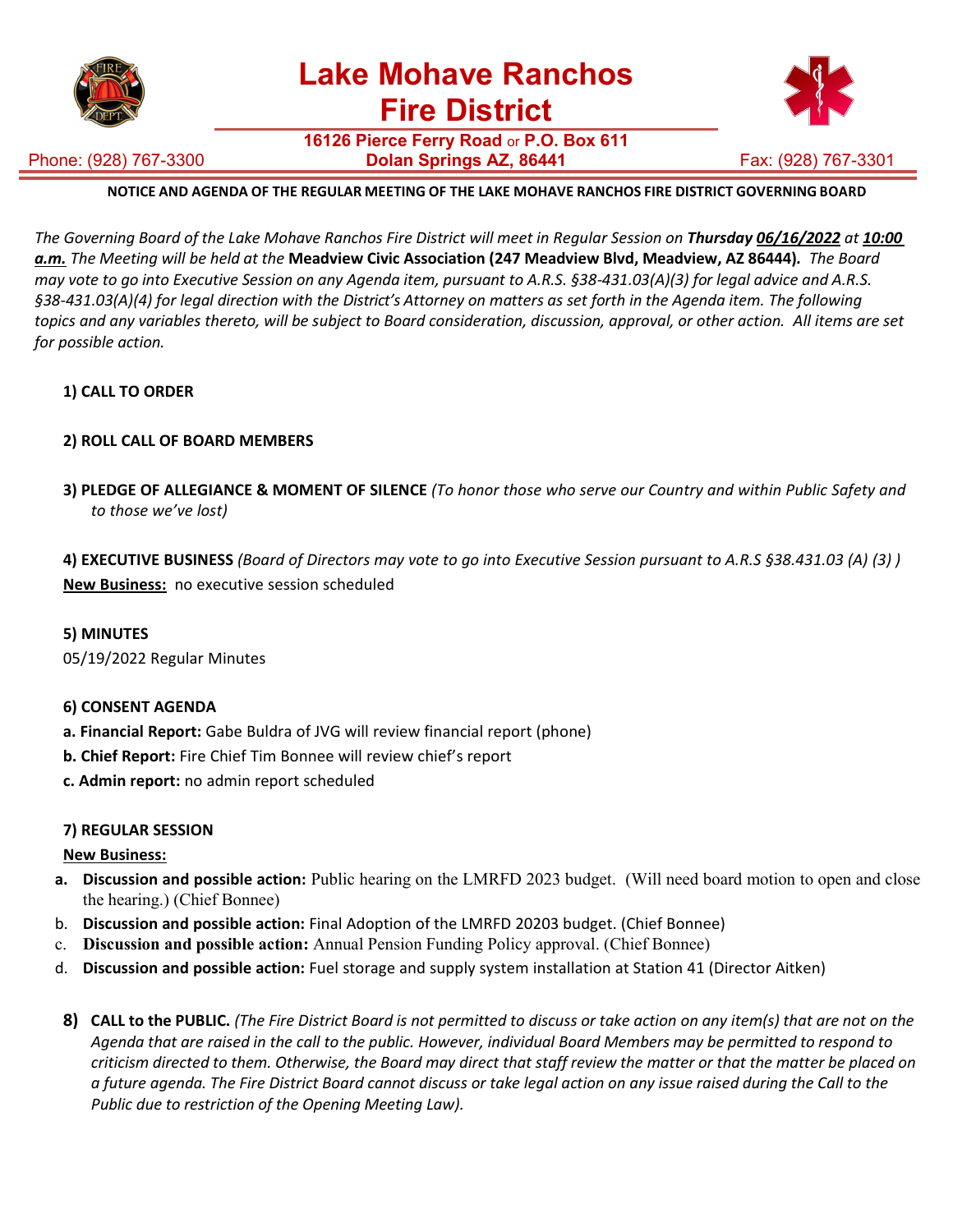# Lake Mohave Ranchos Fire District

**16126 Pierce Ferry Road** or **P.O. Box 611**
**Dolan Springs AZ, 86441**

Phone: (928) 767-3300 Fax: (928) 767-3301

**NOTICE AND AGENDA OF THE REGULAR MEETING OF THE LAKE MOHAVE RANCHOS FIRE DISTRICT GOVERNING BOARD**

*The Governing Board of the Lake Mohave Ranchos Fire District will meet in Regular Session on* ***Thursday 06/16/2022*** *at* ***10:00 a.m.*** *The Meeting will be held at the* **Meadview Civic Association (247 Meadview Blvd, Meadview, AZ 86444).** *The Board may vote to go into Executive Session on any Agenda item, pursuant to A.R.S. §38-431.03(A)(3) for legal advice and A.R.S. §38-431.03(A)(4) for legal direction with the District's Attorney on matters as set forth in the Agenda item. The following topics and any variables thereto, will be subject to Board consideration, discussion, approval, or other action. All items are set for possible action.*

**1) CALL TO ORDER**

**2) ROLL CALL OF BOARD MEMBERS**

**3) PLEDGE OF ALLEGIANCE & MOMENT OF SILENCE** *(To honor those who serve our Country and within Public Safety and to those we've lost)*

**4) EXECUTIVE BUSINESS** *(Board of Directors may vote to go into Executive Session pursuant to A.R.S §38.431.03 (A) (3) )*
**New Business:** no executive session scheduled

**5) MINUTES**
05/19/2022 Regular Minutes

**6) CONSENT AGENDA**
**a. Financial Report:** Gabe Buldra of JVG will review financial report (phone)
**b. Chief Report:** Fire Chief Tim Bonnee will review chief's report
**c. Admin report:** no admin report scheduled

**7) REGULAR SESSION**
**New Business:**

a. **Discussion and possible action:** Public hearing on the LMRFD 2023 budget. (Will need board motion to open and close the hearing.) (Chief Bonnee)
b. **Discussion and possible action:** Final Adoption of the LMRFD 20203 budget. (Chief Bonnee)
c. **Discussion and possible action:** Annual Pension Funding Policy approval. (Chief Bonnee)
d. **Discussion and possible action:** Fuel storage and supply system installation at Station 41 (Director Aitken)

**8) CALL to the PUBLIC.** *(The Fire District Board is not permitted to discuss or take action on any item(s) that are not on the Agenda that are raised in the call to the public. However, individual Board Members may be permitted to respond to criticism directed to them. Otherwise, the Board may direct that staff review the matter or that the matter be placed on a future agenda. The Fire District Board cannot discuss or take legal action on any issue raised during the Call to the Public due to restriction of the Opening Meeting Law).*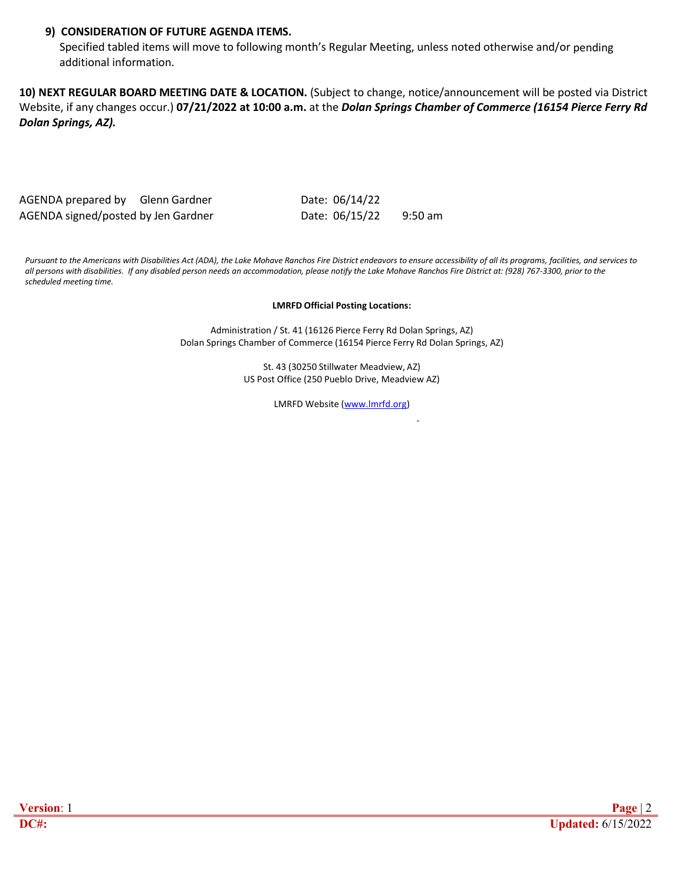**9) CONSIDERATION OF FUTURE AGENDA ITEMS.**

Specified tabled items will move to following month's Regular Meeting, unless noted otherwise and/or pending additional information.

**10) NEXT REGULAR BOARD MEETING DATE & LOCATION.** (Subject to change, notice/announcement will be posted via District Website, if any changes occur.) **07/21/2022 at 10:00 a.m.** at the ***Dolan Springs Chamber of Commerce (16154 Pierce Ferry Rd Dolan Springs, AZ).***

AGENDA prepared by Glenn Gardner Date: 06/14/22

AGENDA signed/posted by Jen Gardner Date: 06/15/22 9:50 am

*Pursuant to the Americans with Disabilities Act (ADA), the Lake Mohave Ranchos Fire District endeavors to ensure accessibility of all its programs, facilities, and services to all persons with disabilities. If any disabled person needs an accommodation, please notify the Lake Mohave Ranchos Fire District at: (928) 767-3300, prior to the scheduled meeting time.*

**LMRFD Official Posting Locations:**

Administration / St. 41 (16126 Pierce Ferry Rd Dolan Springs, AZ)
Dolan Springs Chamber of Commerce (16154 Pierce Ferry Rd Dolan Springs, AZ)

St. 43 (30250 Stillwater Meadview, AZ)
US Post Office (250 Pueblo Drive, Meadview AZ)

LMRFD Website (www.lmrfd.org)

**Version**: 1

**DC#:**

**Updated:** 6/15/2022